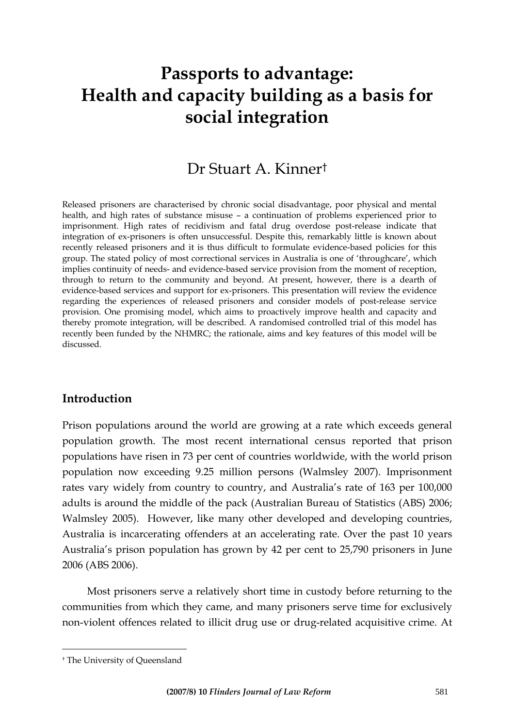# Passports to advantage: Health and capacity building as a basis for social integration

Dr Stuart A. Kinner†

Released prisoners are characterised by chronic social disadvantage, poor physical and mental health, and high rates of substance misuse – a continuation of problems experienced prior to imprisonment. High rates of recidivism and fatal drug overdose post-release indicate that integration of ex-prisoners is often unsuccessful. Despite this, remarkably little is known about recently released prisoners and it is thus difficult to formulate evidence-based policies for this group. The stated policy of most correctional services in Australia is one of 'throughcare', which implies continuity of needs- and evidence-based service provision from the moment of reception, through to return to the community and beyond. At present, however, there is a dearth of evidence-based services and support for ex-prisoners. This presentation will review the evidence regarding the experiences of released prisoners and consider models of post-release service provision. One promising model, which aims to proactively improve health and capacity and thereby promote integration, will be described. A randomised controlled trial of this model has recently been funded by the NHMRC; the rationale, aims and key features of this model will be discussed.

## Introduction

Prison populations around the world are growing at a rate which exceeds general population growth. The most recent international census reported that prison populations have risen in 73 per cent of countries worldwide, with the world prison population now exceeding 9.25 million persons (Walmsley 2007). Imprisonment rates vary widely from country to country, and Australia's rate of 163 per 100,000 adults is around the middle of the pack (Australian Bureau of Statistics (ABS) 2006; Walmsley 2005). However, like many other developed and developing countries, Australia is incarcerating offenders at an accelerating rate. Over the past 10 years Australia's prison population has grown by 42 per cent to 25,790 prisoners in June 2006 (ABS 2006).

Most prisoners serve a relatively short time in custody before returning to the communities from which they came, and many prisoners serve time for exclusively non-violent offences related to illicit drug use or drug-related acquisitive crime. At

† The University of Queensland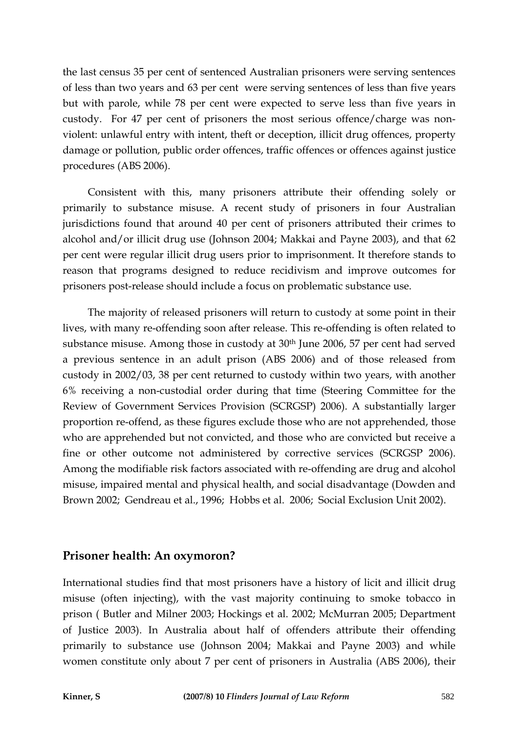the last census 35 per cent of sentenced Australian prisoners were serving sentences of less than two years and 63 per cent were serving sentences of less than five years but with parole, while 78 per cent were expected to serve less than five years in custody. For 47 per cent of prisoners the most serious offence/charge was non-violent: unlawful entry with intent, theft or deception, illicit drug offences, property damage or pollution, public order offences, traffic offences or offences against justice procedures (ABS 2006).

Consistent with this, many prisoners attribute their offending solely or primarily to substance misuse. A recent study of prisoners in four Australian jurisdictions found that around 40 per cent of prisoners attributed their crimes to alcohol and/or illicit drug use (Johnson 2004; Makkai and Payne 2003), and that 62 per cent were regular illicit drug users prior to imprisonment. It therefore stands to reason that programs designed to reduce recidivism and improve outcomes for prisoners post-release should include a focus on problematic substance use.

The majority of released prisoners will return to custody at some point in their lives, with many re-offending soon after release. This re-offending is often related to substance misuse. Among those in custody at 30th June 2006, 57 per cent had served a previous sentence in an adult prison (ABS 2006) and of those released from custody in 2002/03, 38 per cent returned to custody within two years, with another 6% receiving a non-custodial order during that time (Steering Committee for the Review of Government Services Provision (SCRGSP) 2006). A substantially larger proportion re-offend, as these figures exclude those who are not apprehended, those who are apprehended but not convicted, and those who are convicted but receive a fine or other outcome not administered by corrective services (SCRGSP 2006). Among the modifiable risk factors associated with re-offending are drug and alcohol misuse, impaired mental and physical health, and social disadvantage (Dowden and Brown 2002; Gendreau et al., 1996; Hobbs et al. 2006; Social Exclusion Unit 2002).

## Prisoner health: An oxymoron?

International studies find that most prisoners have a history of licit and illicit drug misuse (often injecting), with the vast majority continuing to smoke tobacco in prison ( Butler and Milner 2003; Hockings et al. 2002; McMurran 2005; Department of Justice 2003). In Australia about half of offenders attribute their offending primarily to substance use (Johnson 2004; Makkai and Payne 2003) and while women constitute only about 7 per cent of prisoners in Australia (ABS 2006), their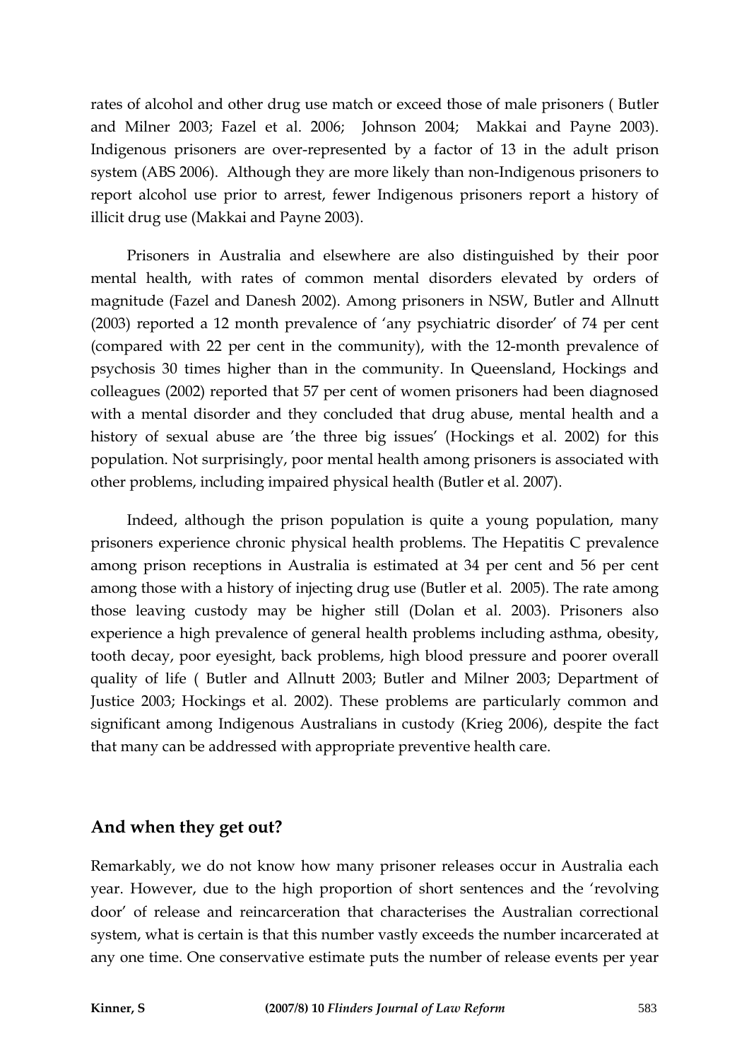rates of alcohol and other drug use match or exceed those of male prisoners ( Butler and Milner 2003; Fazel et al. 2006; Johnson 2004; Makkai and Payne 2003). Indigenous prisoners are over-represented by a factor of 13 in the adult prison system (ABS 2006). Although they are more likely than non-Indigenous prisoners to report alcohol use prior to arrest, fewer Indigenous prisoners report a history of illicit drug use (Makkai and Payne 2003).

Prisoners in Australia and elsewhere are also distinguished by their poor mental health, with rates of common mental disorders elevated by orders of magnitude (Fazel and Danesh 2002). Among prisoners in NSW, Butler and Allnutt (2003) reported a 12 month prevalence of 'any psychiatric disorder' of 74 per cent (compared with 22 per cent in the community), with the 12-month prevalence of psychosis 30 times higher than in the community. In Queensland, Hockings and colleagues (2002) reported that 57 per cent of women prisoners had been diagnosed with a mental disorder and they concluded that drug abuse, mental health and a history of sexual abuse are 'the three big issues' (Hockings et al. 2002) for this population. Not surprisingly, poor mental health among prisoners is associated with other problems, including impaired physical health (Butler et al. 2007).

Indeed, although the prison population is quite a young population, many prisoners experience chronic physical health problems. The Hepatitis C prevalence among prison receptions in Australia is estimated at 34 per cent and 56 per cent among those with a history of injecting drug use (Butler et al. 2005). The rate among those leaving custody may be higher still (Dolan et al. 2003). Prisoners also experience a high prevalence of general health problems including asthma, obesity, tooth decay, poor eyesight, back problems, high blood pressure and poorer overall quality of life ( Butler and Allnutt 2003; Butler and Milner 2003; Department of Justice 2003; Hockings et al. 2002). These problems are particularly common and significant among Indigenous Australians in custody (Krieg 2006), despite the fact that many can be addressed with appropriate preventive health care.

## And when they get out?

Remarkably, we do not know how many prisoner releases occur in Australia each year. However, due to the high proportion of short sentences and the 'revolving door' of release and reincarceration that characterises the Australian correctional system, what is certain is that this number vastly exceeds the number incarcerated at any one time. One conservative estimate puts the number of release events per year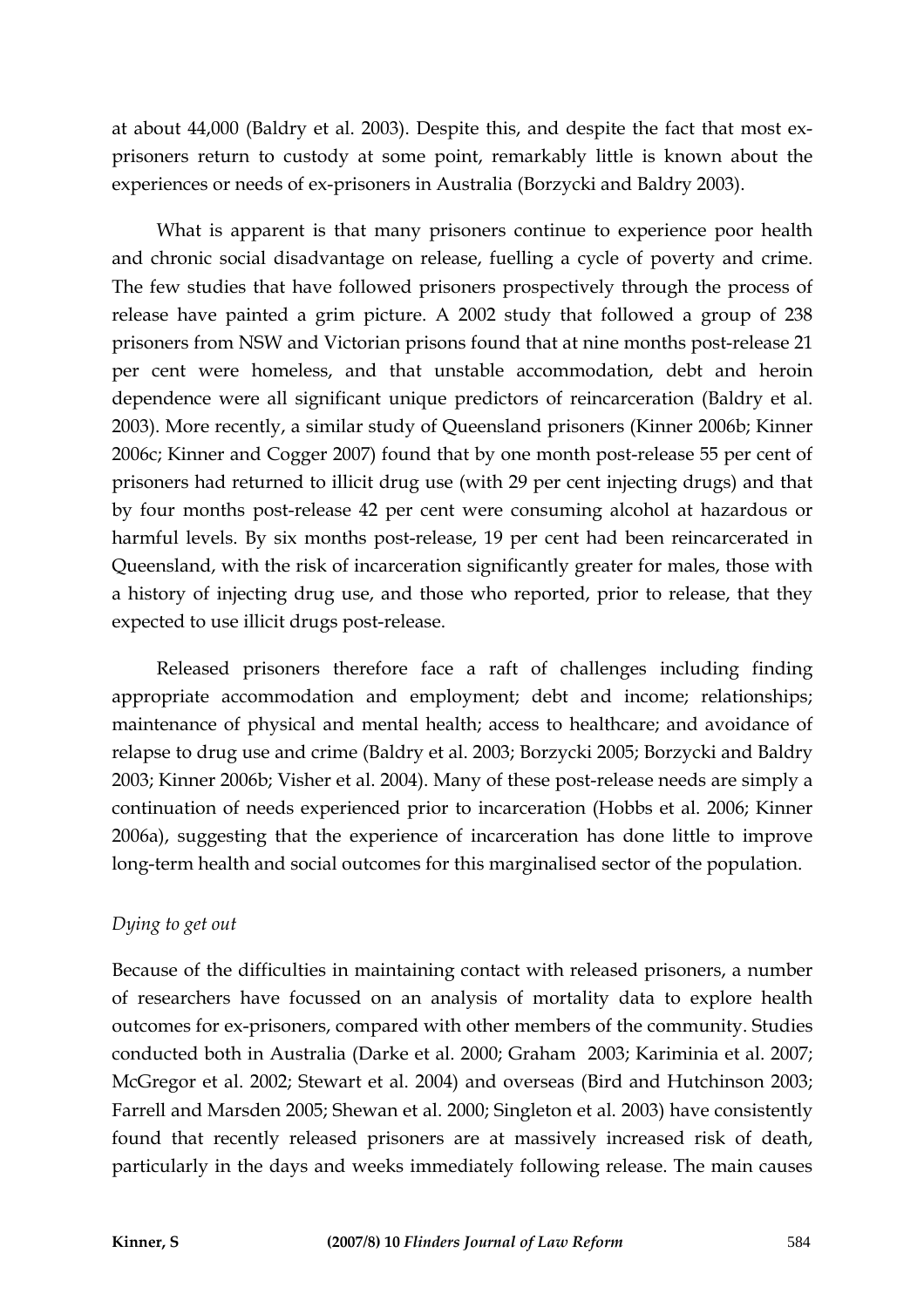at about 44,000 (Baldry et al. 2003). Despite this, and despite the fact that most ex-prisoners return to custody at some point, remarkably little is known about the experiences or needs of ex-prisoners in Australia (Borzycki and Baldry 2003).

What is apparent is that many prisoners continue to experience poor health and chronic social disadvantage on release, fuelling a cycle of poverty and crime. The few studies that have followed prisoners prospectively through the process of release have painted a grim picture. A 2002 study that followed a group of 238 prisoners from NSW and Victorian prisons found that at nine months post-release 21 per cent were homeless, and that unstable accommodation, debt and heroin dependence were all significant unique predictors of reincarceration (Baldry et al. 2003). More recently, a similar study of Queensland prisoners (Kinner 2006b; Kinner 2006c; Kinner and Cogger 2007) found that by one month post-release 55 per cent of prisoners had returned to illicit drug use (with 29 per cent injecting drugs) and that by four months post-release 42 per cent were consuming alcohol at hazardous or harmful levels. By six months post-release, 19 per cent had been reincarcerated in Queensland, with the risk of incarceration significantly greater for males, those with a history of injecting drug use, and those who reported, prior to release, that they expected to use illicit drugs post-release.

Released prisoners therefore face a raft of challenges including finding appropriate accommodation and employment; debt and income; relationships; maintenance of physical and mental health; access to healthcare; and avoidance of relapse to drug use and crime (Baldry et al. 2003; Borzycki 2005; Borzycki and Baldry 2003; Kinner 2006b; Visher et al. 2004). Many of these post-release needs are simply a continuation of needs experienced prior to incarceration (Hobbs et al. 2006; Kinner 2006a), suggesting that the experience of incarceration has done little to improve long-term health and social outcomes for this marginalised sector of the population.

### *Dying to get out*

Because of the difficulties in maintaining contact with released prisoners, a number of researchers have focussed on an analysis of mortality data to explore health outcomes for ex-prisoners, compared with other members of the community. Studies conducted both in Australia (Darke et al. 2000; Graham 2003; Kariminia et al. 2007; McGregor et al. 2002; Stewart et al. 2004) and overseas (Bird and Hutchinson 2003; Farrell and Marsden 2005; Shewan et al. 2000; Singleton et al. 2003) have consistently found that recently released prisoners are at massively increased risk of death, particularly in the days and weeks immediately following release. The main causes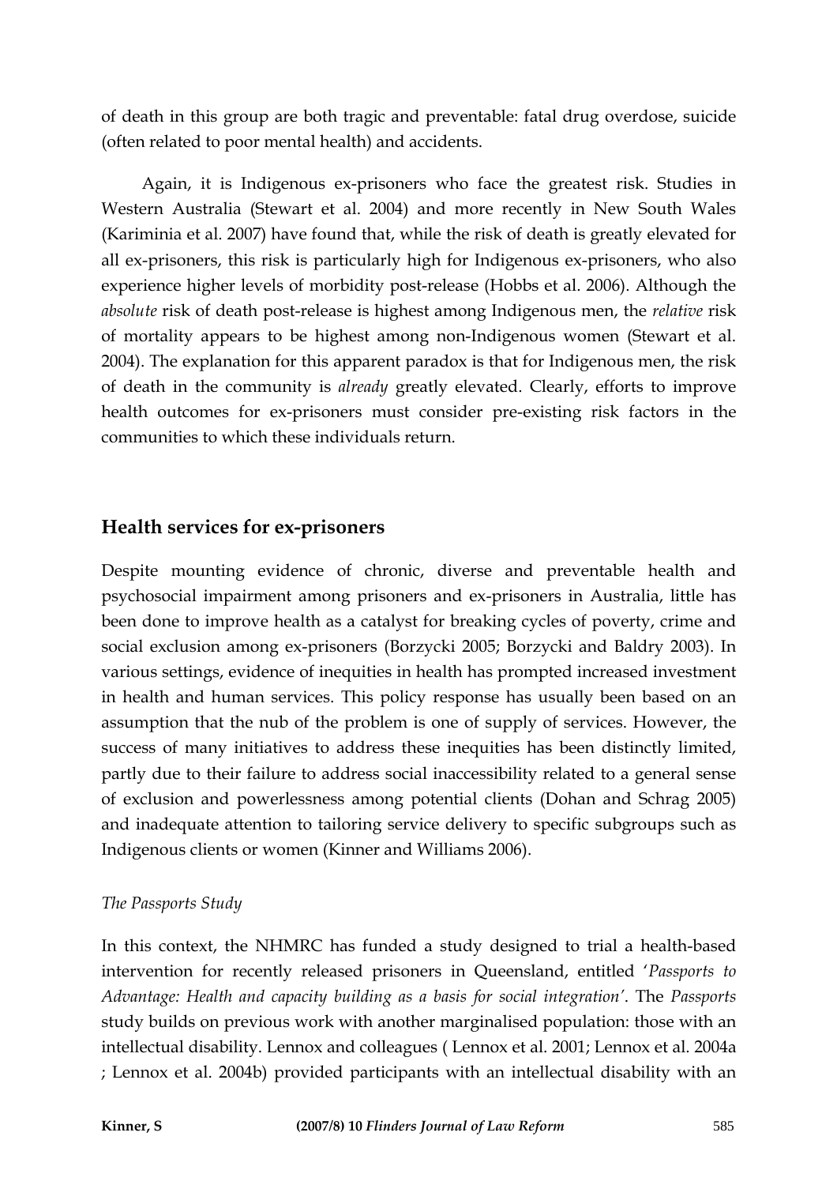of death in this group are both tragic and preventable: fatal drug overdose, suicide (often related to poor mental health) and accidents.

Again, it is Indigenous ex-prisoners who face the greatest risk. Studies in Western Australia (Stewart et al. 2004) and more recently in New South Wales (Kariminia et al. 2007) have found that, while the risk of death is greatly elevated for all ex-prisoners, this risk is particularly high for Indigenous ex-prisoners, who also experience higher levels of morbidity post-release (Hobbs et al. 2006). Although the *absolute* risk of death post-release is highest among Indigenous men, the *relative* risk of mortality appears to be highest among non-Indigenous women (Stewart et al. 2004). The explanation for this apparent paradox is that for Indigenous men, the risk of death in the community is *already* greatly elevated. Clearly, efforts to improve health outcomes for ex-prisoners must consider pre-existing risk factors in the communities to which these individuals return.

## Health services for ex-prisoners

Despite mounting evidence of chronic, diverse and preventable health and psychosocial impairment among prisoners and ex-prisoners in Australia, little has been done to improve health as a catalyst for breaking cycles of poverty, crime and social exclusion among ex-prisoners (Borzycki 2005; Borzycki and Baldry 2003). In various settings, evidence of inequities in health has prompted increased investment in health and human services. This policy response has usually been based on an assumption that the nub of the problem is one of supply of services. However, the success of many initiatives to address these inequities has been distinctly limited, partly due to their failure to address social inaccessibility related to a general sense of exclusion and powerlessness among potential clients (Dohan and Schrag 2005) and inadequate attention to tailoring service delivery to specific subgroups such as Indigenous clients or women (Kinner and Williams 2006).

### *The Passports Study*

In this context, the NHMRC has funded a study designed to trial a health-based intervention for recently released prisoners in Queensland, entitled '*Passports to Advantage: Health and capacity building as a basis for social integration*'. The *Passports* study builds on previous work with another marginalised population: those with an intellectual disability. Lennox and colleagues ( Lennox et al. 2001; Lennox et al. 2004a ; Lennox et al. 2004b) provided participants with an intellectual disability with an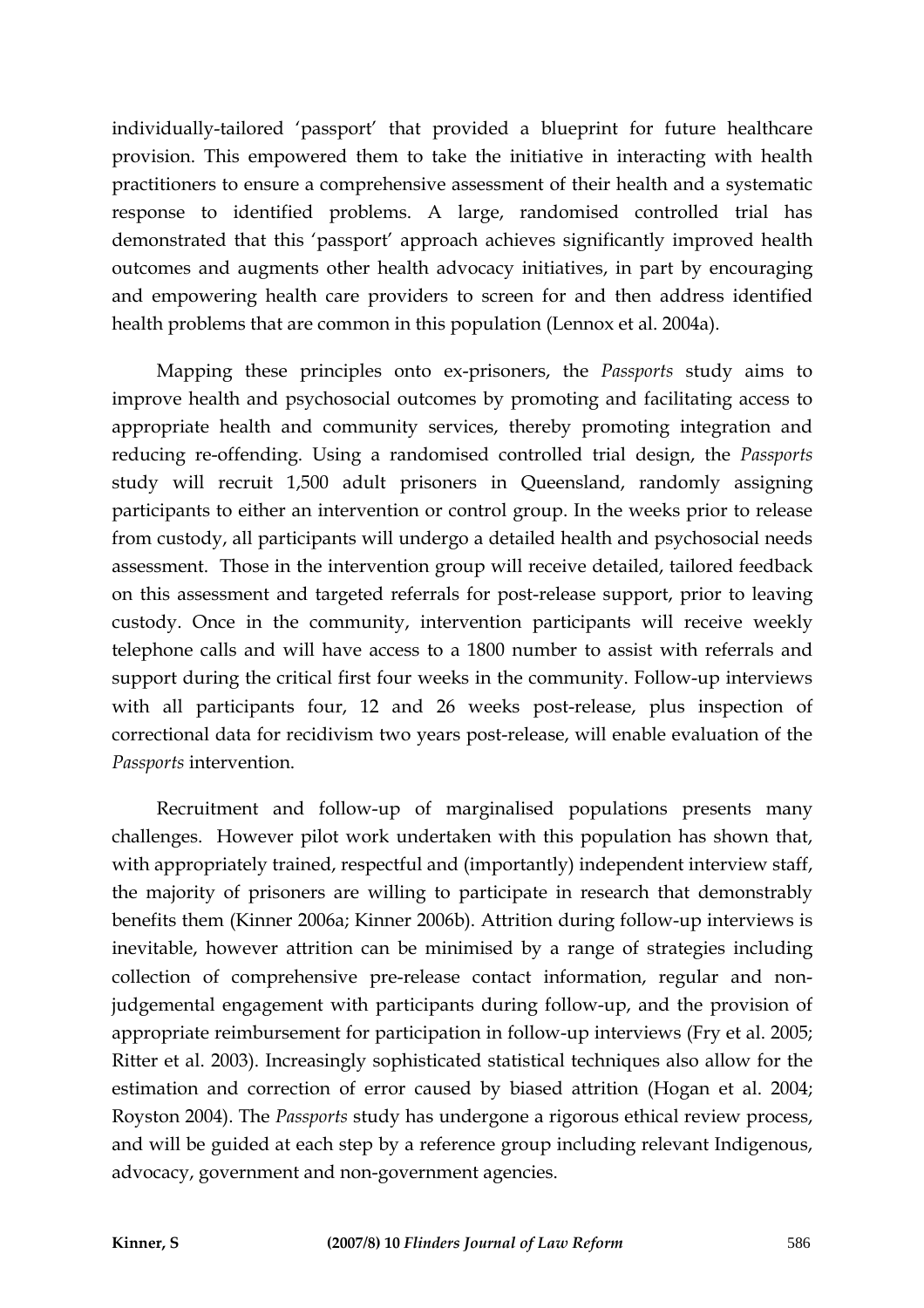individually-tailored 'passport' that provided a blueprint for future healthcare provision. This empowered them to take the initiative in interacting with health practitioners to ensure a comprehensive assessment of their health and a systematic response to identified problems. A large, randomised controlled trial has demonstrated that this 'passport' approach achieves significantly improved health outcomes and augments other health advocacy initiatives, in part by encouraging and empowering health care providers to screen for and then address identified health problems that are common in this population (Lennox et al. 2004a).

Mapping these principles onto ex-prisoners, the *Passports* study aims to improve health and psychosocial outcomes by promoting and facilitating access to appropriate health and community services, thereby promoting integration and reducing re-offending. Using a randomised controlled trial design, the *Passports* study will recruit 1,500 adult prisoners in Queensland, randomly assigning participants to either an intervention or control group. In the weeks prior to release from custody, all participants will undergo a detailed health and psychosocial needs assessment. Those in the intervention group will receive detailed, tailored feedback on this assessment and targeted referrals for post-release support, prior to leaving custody. Once in the community, intervention participants will receive weekly telephone calls and will have access to a 1800 number to assist with referrals and support during the critical first four weeks in the community. Follow-up interviews with all participants four, 12 and 26 weeks post-release, plus inspection of correctional data for recidivism two years post-release, will enable evaluation of the *Passports* intervention.

Recruitment and follow-up of marginalised populations presents many challenges. However pilot work undertaken with this population has shown that, with appropriately trained, respectful and (importantly) independent interview staff, the majority of prisoners are willing to participate in research that demonstrably benefits them (Kinner 2006a; Kinner 2006b). Attrition during follow-up interviews is inevitable, however attrition can be minimised by a range of strategies including collection of comprehensive pre-release contact information, regular and non-judgemental engagement with participants during follow-up, and the provision of appropriate reimbursement for participation in follow-up interviews (Fry et al. 2005; Ritter et al. 2003). Increasingly sophisticated statistical techniques also allow for the estimation and correction of error caused by biased attrition (Hogan et al. 2004; Royston 2004). The *Passports* study has undergone a rigorous ethical review process, and will be guided at each step by a reference group including relevant Indigenous, advocacy, government and non-government agencies.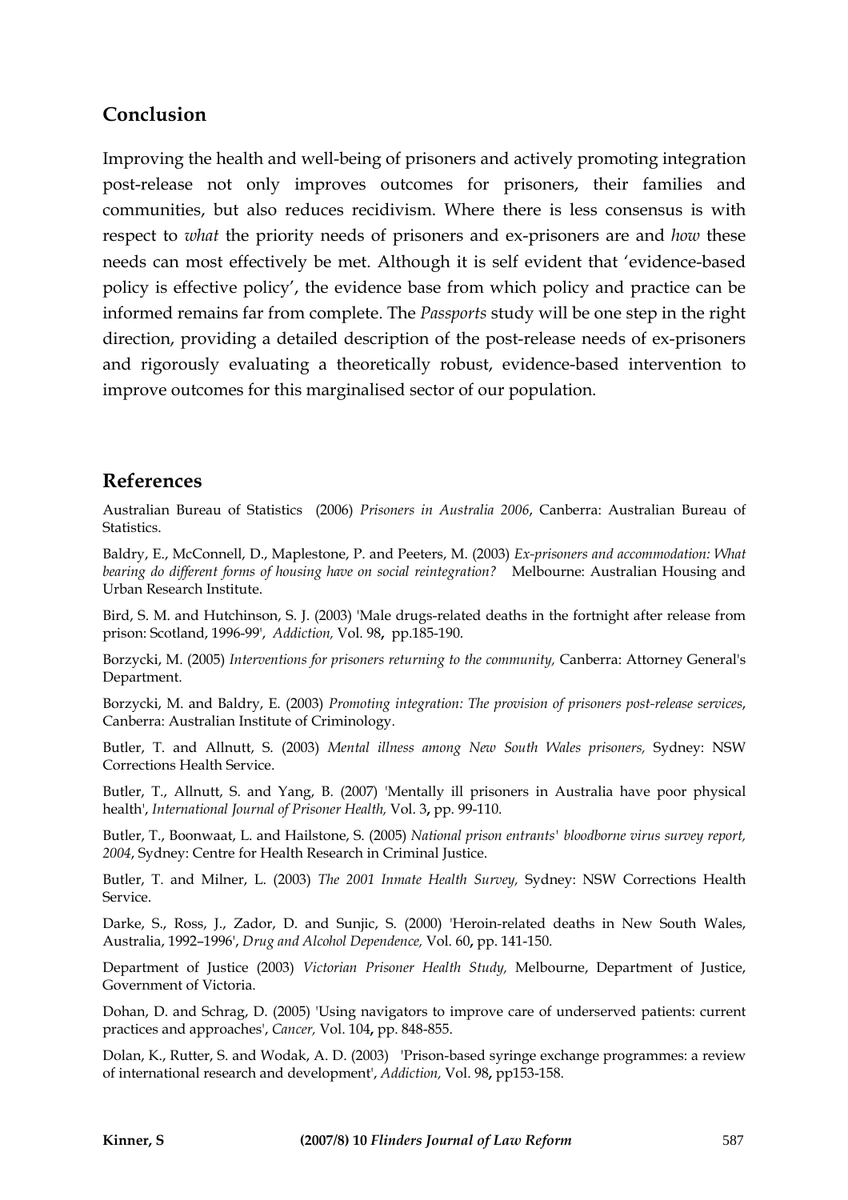## Conclusion

Improving the health and well-being of prisoners and actively promoting integration post-release not only improves outcomes for prisoners, their families and communities, but also reduces recidivism. Where there is less consensus is with respect to *what* the priority needs of prisoners and ex-prisoners are and *how* these needs can most effectively be met. Although it is self evident that 'evidence-based policy is effective policy', the evidence base from which policy and practice can be informed remains far from complete. The *Passports* study will be one step in the right direction, providing a detailed description of the post-release needs of ex-prisoners and rigorously evaluating a theoretically robust, evidence-based intervention to improve outcomes for this marginalised sector of our population.

## References

Australian Bureau of Statistics (2006) *Prisoners in Australia 2006*, Canberra: Australian Bureau of Statistics.

Baldry, E., McConnell, D., Maplestone, P. and Peeters, M. (2003) *Ex-prisoners and accommodation: What bearing do different forms of housing have on social reintegration?* Melbourne: Australian Housing and Urban Research Institute.

Bird, S. M. and Hutchinson, S. J. (2003) 'Male drugs-related deaths in the fortnight after release from prison: Scotland, 1996-99', *Addiction,* Vol. 98**,** pp.185-190.

Borzycki, M. (2005) *Interventions for prisoners returning to the community,* Canberra: Attorney General's Department.

Borzycki, M. and Baldry, E. (2003) *Promoting integration: The provision of prisoners post-release services*, Canberra: Australian Institute of Criminology.

Butler, T. and Allnutt, S. (2003) *Mental illness among New South Wales prisoners,* Sydney: NSW Corrections Health Service.

Butler, T., Allnutt, S. and Yang, B. (2007) 'Mentally ill prisoners in Australia have poor physical health', *International Journal of Prisoner Health,* Vol. 3**,** pp. 99-110.

Butler, T., Boonwaat, L. and Hailstone, S. (2005) *National prison entrants' bloodborne virus survey report, 2004*, Sydney: Centre for Health Research in Criminal Justice.

Butler, T. and Milner, L. (2003) *The 2001 Inmate Health Survey,* Sydney: NSW Corrections Health Service.

Darke, S., Ross, J., Zador, D. and Sunjic, S. (2000) 'Heroin-related deaths in New South Wales, Australia, 1992–1996', *Drug and Alcohol Dependence,* Vol. 60**,** pp. 141-150.

Department of Justice (2003) *Victorian Prisoner Health Study,* Melbourne, Department of Justice, Government of Victoria.

Dohan, D. and Schrag, D. (2005) 'Using navigators to improve care of underserved patients: current practices and approaches', *Cancer,* Vol. 104**,** pp. 848-855.

Dolan, K., Rutter, S. and Wodak, A. D. (2003) 'Prison-based syringe exchange programmes: a review of international research and development', *Addiction,* Vol. 98**,** pp153-158.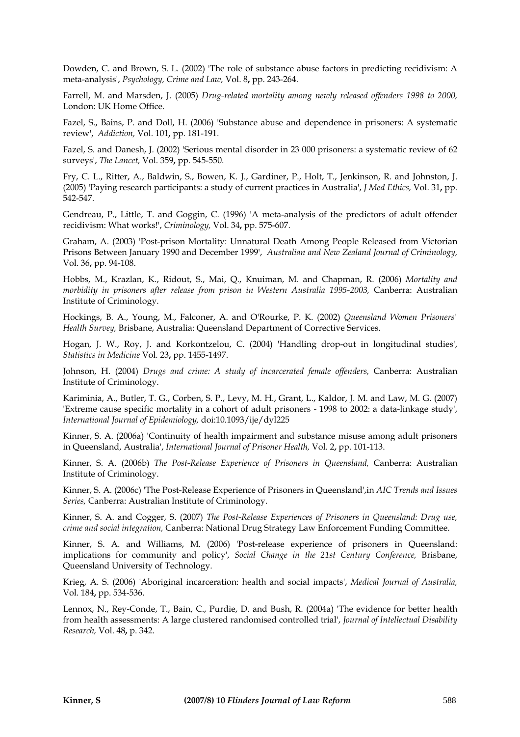Dowden, C. and Brown, S. L. (2002) 'The role of substance abuse factors in predicting recidivism: A meta-analysis', *Psychology, Crime and Law,* Vol. 8**,** pp. 243-264.

Farrell, M. and Marsden, J. (2005) *Drug-related mortality among newly released offenders 1998 to 2000,* London: UK Home Office.

Fazel, S., Bains, P. and Doll, H. (2006) 'Substance abuse and dependence in prisoners: A systematic review', *Addiction,* Vol. 101**,** pp. 181-191.

Fazel, S. and Danesh, J. (2002) 'Serious mental disorder in 23 000 prisoners: a systematic review of 62 surveys', *The Lancet,* Vol. 359**,** pp. 545-550.

Fry, C. L., Ritter, A., Baldwin, S., Bowen, K. J., Gardiner, P., Holt, T., Jenkinson, R. and Johnston, J. (2005) 'Paying research participants: a study of current practices in Australia', *J Med Ethics,* Vol. 31**,** pp. 542-547.

Gendreau, P., Little, T. and Goggin, C. (1996) 'A meta-analysis of the predictors of adult offender recidivism: What works!', *Criminology,* Vol. 34**,** pp. 575-607.

Graham, A. (2003) 'Post-prison Mortality: Unnatural Death Among People Released from Victorian Prisons Between January 1990 and December 1999', *Australian and New Zealand Journal of Criminology,* Vol. 36**,** pp. 94-108.

Hobbs, M., Krazlan, K., Ridout, S., Mai, Q., Knuiman, M. and Chapman, R. (2006) *Mortality and morbidity in prisoners after release from prison in Western Australia 1995-2003,* Canberra: Australian Institute of Criminology.

Hockings, B. A., Young, M., Falconer, A. and O'Rourke, P. K. (2002) *Queensland Women Prisoners' Health Survey,* Brisbane, Australia: Queensland Department of Corrective Services.

Hogan, J. W., Roy, J. and Korkontzelou, C. (2004) 'Handling drop-out in longitudinal studies', *Statistics in Medicine* Vol. 23**,** pp. 1455-1497.

Johnson, H. (2004) *Drugs and crime: A study of incarcerated female offenders,* Canberra: Australian Institute of Criminology.

Kariminia, A., Butler, T. G., Corben, S. P., Levy, M. H., Grant, L., Kaldor, J. M. and Law, M. G. (2007) 'Extreme cause specific mortality in a cohort of adult prisoners - 1998 to 2002: a data-linkage study', *International Journal of Epidemiology,* doi:10.1093/ije/dyl225

Kinner, S. A. (2006a) 'Continuity of health impairment and substance misuse among adult prisoners in Queensland, Australia', *International Journal of Prisoner Health,* Vol. 2**,** pp. 101-113.

Kinner, S. A. (2006b) *The Post-Release Experience of Prisoners in Queensland,* Canberra: Australian Institute of Criminology.

Kinner, S. A. (2006c) 'The Post-Release Experience of Prisoners in Queensland',in *AIC Trends and Issues Series,* Canberra: Australian Institute of Criminology.

Kinner, S. A. and Cogger, S. (2007) *The Post-Release Experiences of Prisoners in Queensland: Drug use, crime and social integration,* Canberra: National Drug Strategy Law Enforcement Funding Committee.

Kinner, S. A. and Williams, M. (2006) 'Post-release experience of prisoners in Queensland: implications for community and policy', *Social Change in the 21st Century Conference,* Brisbane, Queensland University of Technology.

Krieg, A. S. (2006) 'Aboriginal incarceration: health and social impacts', *Medical Journal of Australia,* Vol. 184**,** pp. 534-536.

Lennox, N., Rey-Conde, T., Bain, C., Purdie, D. and Bush, R. (2004a) 'The evidence for better health from health assessments: A large clustered randomised controlled trial', *Journal of Intellectual Disability Research,* Vol. 48**,** p. 342.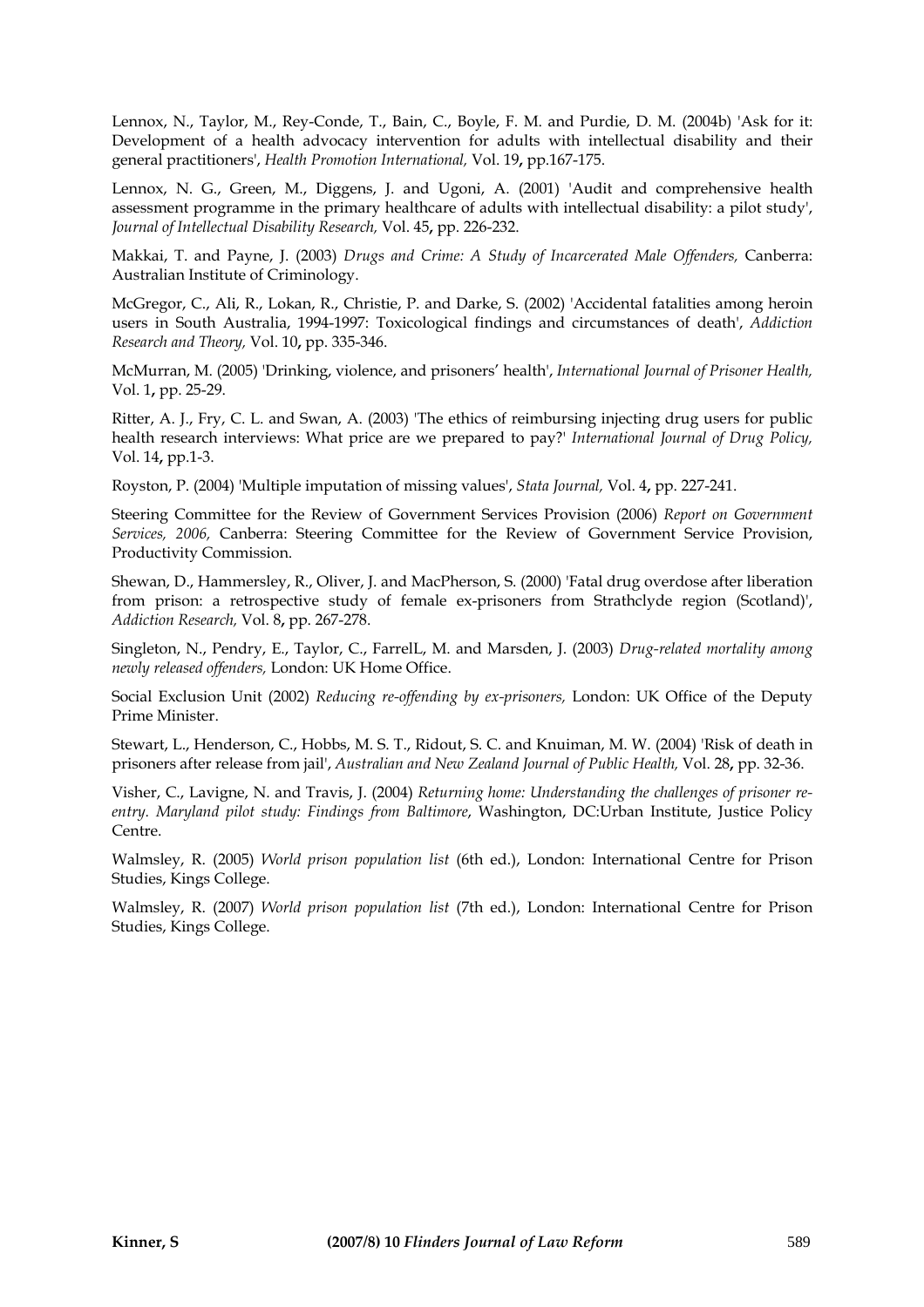Lennox, N., Taylor, M., Rey-Conde, T., Bain, C., Boyle, F. M. and Purdie, D. M. (2004b) 'Ask for it: Development of a health advocacy intervention for adults with intellectual disability and their general practitioners', *Health Promotion International,* Vol. 19**,** pp.167-175.

Lennox, N. G., Green, M., Diggens, J. and Ugoni, A. (2001) 'Audit and comprehensive health assessment programme in the primary healthcare of adults with intellectual disability: a pilot study', *Journal of Intellectual Disability Research,* Vol. 45**,** pp. 226-232.

Makkai, T. and Payne, J. (2003) *Drugs and Crime: A Study of Incarcerated Male Offenders,* Canberra: Australian Institute of Criminology.

McGregor, C., Ali, R., Lokan, R., Christie, P. and Darke, S. (2002) 'Accidental fatalities among heroin users in South Australia, 1994-1997: Toxicological findings and circumstances of death', *Addiction Research and Theory,* Vol. 10**,** pp. 335-346.

McMurran, M. (2005) 'Drinking, violence, and prisoners' health', *International Journal of Prisoner Health,* Vol. 1**,** pp. 25-29.

Ritter, A. J., Fry, C. L. and Swan, A. (2003) 'The ethics of reimbursing injecting drug users for public health research interviews: What price are we prepared to pay?' *International Journal of Drug Policy,* Vol. 14**,** pp.1-3.

Royston, P. (2004) 'Multiple imputation of missing values', *Stata Journal,* Vol. 4**,** pp. 227-241.

Steering Committee for the Review of Government Services Provision (2006) *Report on Government Services, 2006,* Canberra: Steering Committee for the Review of Government Service Provision, Productivity Commission.

Shewan, D., Hammersley, R., Oliver, J. and MacPherson, S. (2000) 'Fatal drug overdose after liberation from prison: a retrospective study of female ex-prisoners from Strathclyde region (Scotland)', *Addiction Research,* Vol. 8**,** pp. 267-278.

Singleton, N., Pendry, E., Taylor, C., FarrelL, M. and Marsden, J. (2003) *Drug-related mortality among newly released offenders,* London: UK Home Office.

Social Exclusion Unit (2002) *Reducing re-offending by ex-prisoners,* London: UK Office of the Deputy Prime Minister.

Stewart, L., Henderson, C., Hobbs, M. S. T., Ridout, S. C. and Knuiman, M. W. (2004) 'Risk of death in prisoners after release from jail', *Australian and New Zealand Journal of Public Health,* Vol. 28**,** pp. 32-36.

Visher, C., Lavigne, N. and Travis, J. (2004) *Returning home: Understanding the challenges of prisoner re-entry. Maryland pilot study: Findings from Baltimore*, Washington, DC:Urban Institute, Justice Policy Centre.

Walmsley, R. (2005) *World prison population list* (6th ed.), London: International Centre for Prison Studies, Kings College.

Walmsley, R. (2007) *World prison population list* (7th ed.), London: International Centre for Prison Studies, Kings College.